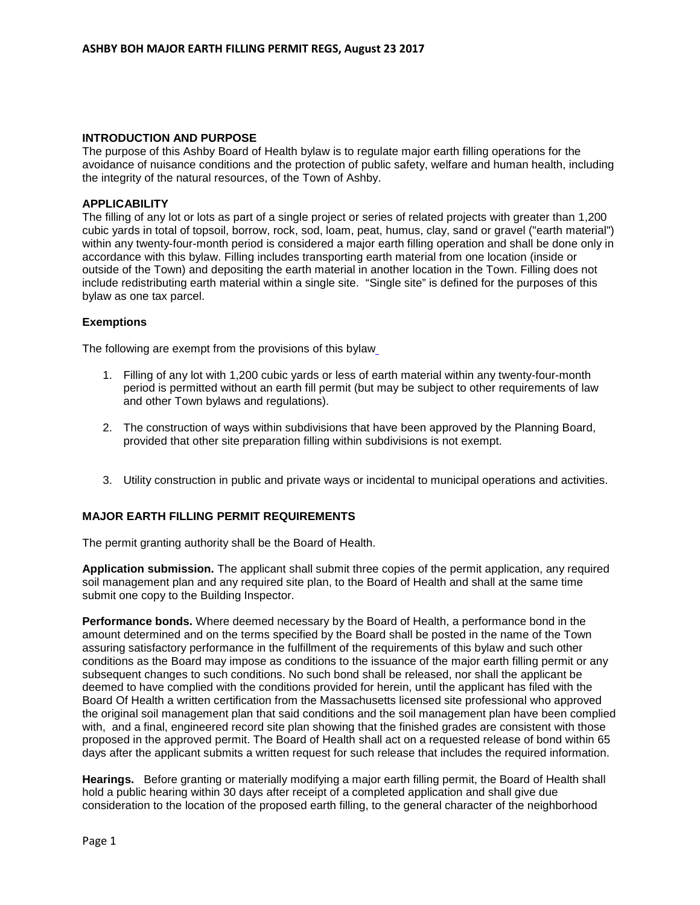## INTRODUCTION AND PURPOSE

The purpose of this Ashby Board of Health bylaw is to regulate major earth filling operations for the avoidance of nuisance conditions and the protection of public safety, welfare and human health, including the integrity of the natural resources, of the Town of Ashby.

## APPLICABILITY

The filling of any lot or lots as part of a single project or series of related projects with greater than 1,200 cubic yards in total of topsoil, borrow, rock, sod, loam, peat, humus, clay, sand or gravel ("earth material") within any twenty-four-month period is considered a major earth filling operation and shall be done only in accordance with this bylaw. Filling includes transporting earth material from one location (inside or outside of the Town) and depositing the earth material in another location in the Town. Filling does not include redistributing earth material within a single site. "Single site" is defined for the purposes of this bylaw as one tax parcel.

### Exemptions

The following are exempt from the provisions of this bylaw

1. Filling of any lot with 1,200 cubic yards or less of earth material within any twenty-four-month period is permitted without an earth fill permit (but may be subject to other requirements of law and other Town bylaws and regulations).

2. The construction of ways within subdivisions that have been approved by the Planning Board, provided that other site preparation filling within subdivisions is not exempt.

3. Utility construction in public and private ways or incidental to municipal operations and activities.

## MAJOR EARTH FILLING PERMIT REQUIREMENTS

The permit granting authority shall be the Board of Health.

**Application submission.** The applicant shall submit three copies of the permit application, any required soil management plan and any required site plan, to the Board of Health and shall at the same time submit one copy to the Building Inspector.

**Performance bonds.** Where deemed necessary by the Board of Health, a performance bond in the amount determined and on the terms specified by the Board shall be posted in the name of the Town assuring satisfactory performance in the fulfillment of the requirements of this bylaw and such other conditions as the Board may impose as conditions to the issuance of the major earth filling permit or any subsequent changes to such conditions. No such bond shall be released, nor shall the applicant be deemed to have complied with the conditions provided for herein, until the applicant has filed with the Board Of Health a written certification from the Massachusetts licensed site professional who approved the original soil management plan that said conditions and the soil management plan have been complied with, and a final, engineered record site plan showing that the finished grades are consistent with those proposed in the approved permit. The Board of Health shall act on a requested release of bond within 65 days after the applicant submits a written request for such release that includes the required information.

**Hearings.** Before granting or materially modifying a major earth filling permit, the Board of Health shall hold a public hearing within 30 days after receipt of a completed application and shall give due consideration to the location of the proposed earth filling, to the general character of the neighborhood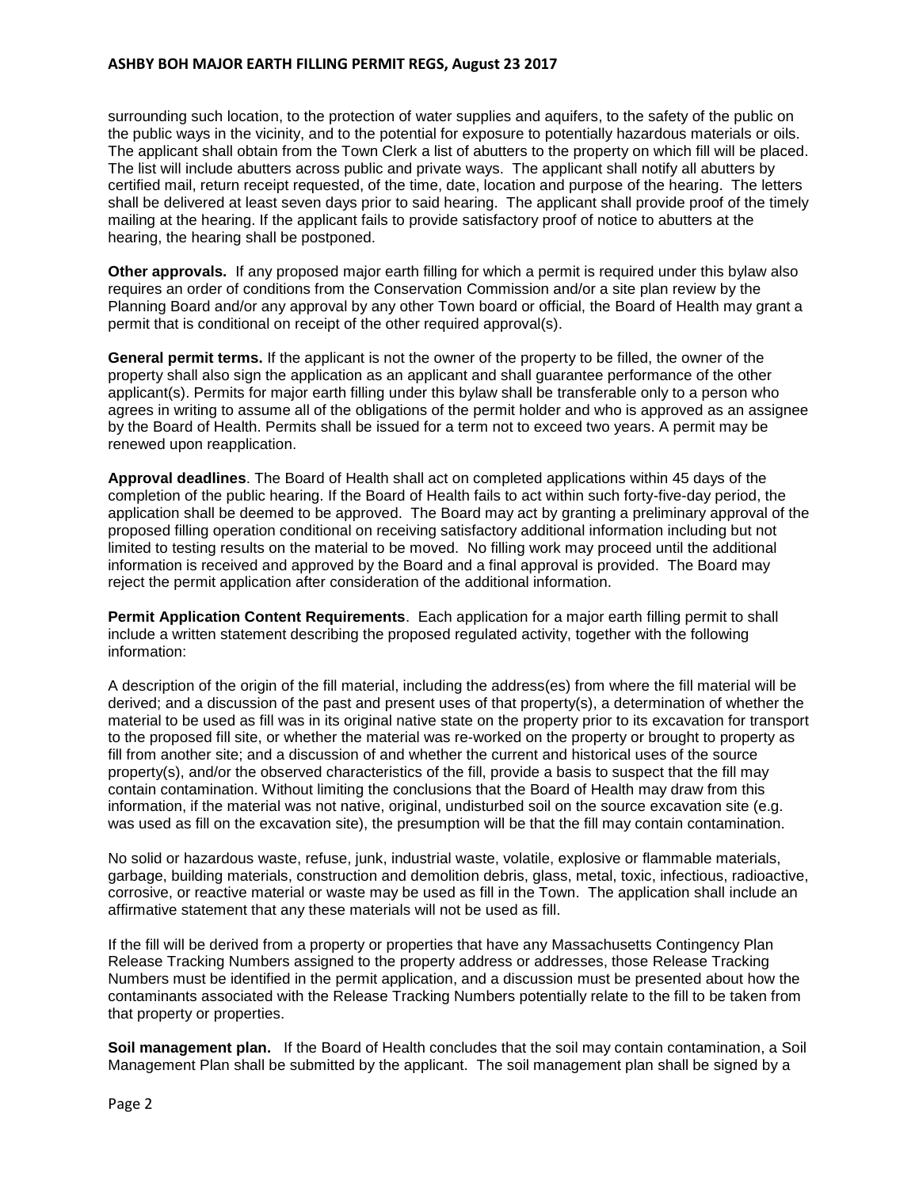surrounding such location, to the protection of water supplies and aquifers, to the safety of the public on the public ways in the vicinity, and to the potential for exposure to potentially hazardous materials or oils. The applicant shall obtain from the Town Clerk a list of abutters to the property on which fill will be placed. The list will include abutters across public and private ways. The applicant shall notify all abutters by certified mail, return receipt requested, of the time, date, location and purpose of the hearing. The letters shall be delivered at least seven days prior to said hearing. The applicant shall provide proof of the timely mailing at the hearing. If the applicant fails to provide satisfactory proof of notice to abutters at the hearing, the hearing shall be postponed.

**Other approvals.** If any proposed major earth filling for which a permit is required under this bylaw also requires an order of conditions from the Conservation Commission and/or a site plan review by the Planning Board and/or any approval by any other Town board or official, the Board of Health may grant a permit that is conditional on receipt of the other required approval(s).

**General permit terms.** If the applicant is not the owner of the property to be filled, the owner of the property shall also sign the application as an applicant and shall guarantee performance of the other applicant(s). Permits for major earth filling under this bylaw shall be transferable only to a person who agrees in writing to assume all of the obligations of the permit holder and who is approved as an assignee by the Board of Health. Permits shall be issued for a term not to exceed two years. A permit may be renewed upon reapplication.

**Approval deadlines**. The Board of Health shall act on completed applications within 45 days of the completion of the public hearing. If the Board of Health fails to act within such forty-five-day period, the application shall be deemed to be approved. The Board may act by granting a preliminary approval of the proposed filling operation conditional on receiving satisfactory additional information including but not limited to testing results on the material to be moved. No filling work may proceed until the additional information is received and approved by the Board and a final approval is provided. The Board may reject the permit application after consideration of the additional information.

**Permit Application Content Requirements**. Each application for a major earth filling permit to shall include a written statement describing the proposed regulated activity, together with the following information:

A description of the origin of the fill material, including the address(es) from where the fill material will be derived; and a discussion of the past and present uses of that property(s), a determination of whether the material to be used as fill was in its original native state on the property prior to its excavation for transport to the proposed fill site, or whether the material was re-worked on the property or brought to property as fill from another site; and a discussion of and whether the current and historical uses of the source property(s), and/or the observed characteristics of the fill, provide a basis to suspect that the fill may contain contamination. Without limiting the conclusions that the Board of Health may draw from this information, if the material was not native, original, undisturbed soil on the source excavation site (e.g. was used as fill on the excavation site), the presumption will be that the fill may contain contamination.

No solid or hazardous waste, refuse, junk, industrial waste, volatile, explosive or flammable materials, garbage, building materials, construction and demolition debris, glass, metal, toxic, infectious, radioactive, corrosive, or reactive material or waste may be used as fill in the Town. The application shall include an affirmative statement that any these materials will not be used as fill.

If the fill will be derived from a property or properties that have any Massachusetts Contingency Plan Release Tracking Numbers assigned to the property address or addresses, those Release Tracking Numbers must be identified in the permit application, and a discussion must be presented about how the contaminants associated with the Release Tracking Numbers potentially relate to the fill to be taken from that property or properties.

**Soil management plan.** If the Board of Health concludes that the soil may contain contamination, a Soil Management Plan shall be submitted by the applicant. The soil management plan shall be signed by a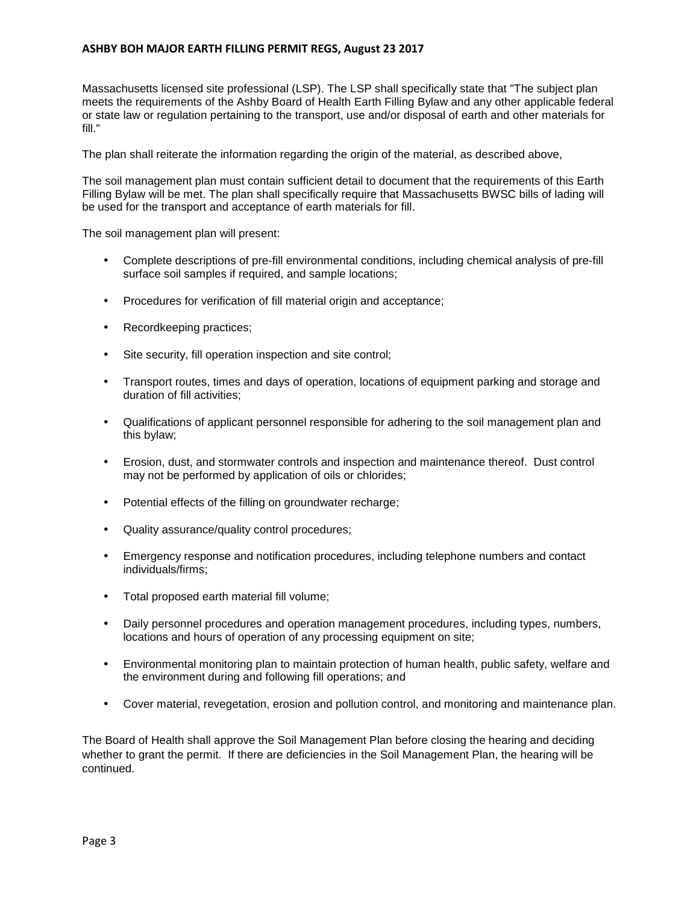Massachusetts licensed site professional (LSP). The LSP shall specifically state that "The subject plan meets the requirements of the Ashby Board of Health Earth Filling Bylaw and any other applicable federal or state law or regulation pertaining to the transport, use and/or disposal of earth and other materials for fill."

The plan shall reiterate the information regarding the origin of the material, as described above,

The soil management plan must contain sufficient detail to document that the requirements of this Earth Filling Bylaw will be met. The plan shall specifically require that Massachusetts BWSC bills of lading will be used for the transport and acceptance of earth materials for fill.

The soil management plan will present:

- Complete descriptions of pre-fill environmental conditions, including chemical analysis of pre-fill surface soil samples if required, and sample locations;
- Procedures for verification of fill material origin and acceptance;
- Recordkeeping practices;
- Site security, fill operation inspection and site control;
- Transport routes, times and days of operation, locations of equipment parking and storage and duration of fill activities;
- Qualifications of applicant personnel responsible for adhering to the soil management plan and this bylaw;
- Erosion, dust, and stormwater controls and inspection and maintenance thereof. Dust control may not be performed by application of oils or chlorides;
- Potential effects of the filling on groundwater recharge;
- Quality assurance/quality control procedures;
- Emergency response and notification procedures, including telephone numbers and contact individuals/firms;
- Total proposed earth material fill volume;
- Daily personnel procedures and operation management procedures, including types, numbers, locations and hours of operation of any processing equipment on site;
- Environmental monitoring plan to maintain protection of human health, public safety, welfare and the environment during and following fill operations; and
- Cover material, revegetation, erosion and pollution control, and monitoring and maintenance plan.

The Board of Health shall approve the Soil Management Plan before closing the hearing and deciding whether to grant the permit. If there are deficiencies in the Soil Management Plan, the hearing will be continued.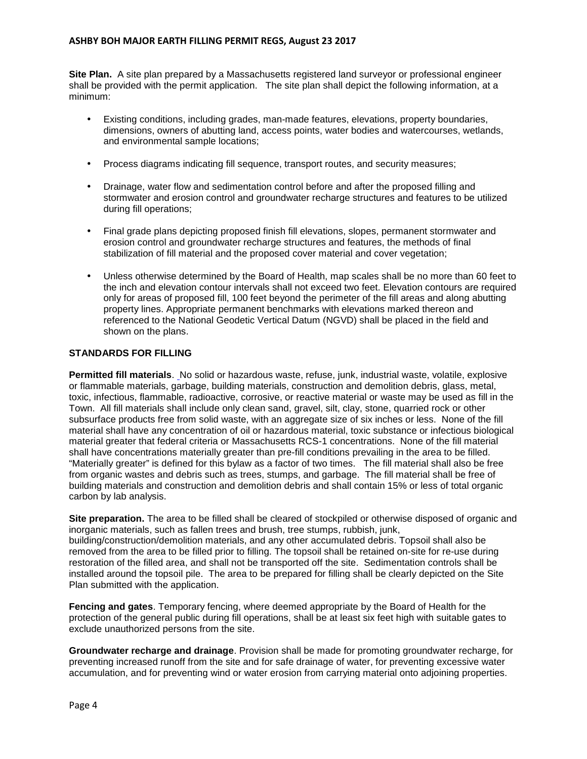**Site Plan.** A site plan prepared by a Massachusetts registered land surveyor or professional engineer shall be provided with the permit application. The site plan shall depict the following information, at a minimum:

- Existing conditions, including grades, man-made features, elevations, property boundaries, dimensions, owners of abutting land, access points, water bodies and watercourses, wetlands, and environmental sample locations;
- Process diagrams indicating fill sequence, transport routes, and security measures;
- Drainage, water flow and sedimentation control before and after the proposed filling and stormwater and erosion control and groundwater recharge structures and features to be utilized during fill operations;
- Final grade plans depicting proposed finish fill elevations, slopes, permanent stormwater and erosion control and groundwater recharge structures and features, the methods of final stabilization of fill material and the proposed cover material and cover vegetation;
- Unless otherwise determined by the Board of Health, map scales shall be no more than 60 feet to the inch and elevation contour intervals shall not exceed two feet. Elevation contours are required only for areas of proposed fill, 100 feet beyond the perimeter of the fill areas and along abutting property lines. Appropriate permanent benchmarks with elevations marked thereon and referenced to the National Geodetic Vertical Datum (NGVD) shall be placed in the field and shown on the plans.

## STANDARDS FOR FILLING

**Permitted fill materials**. No solid or hazardous waste, refuse, junk, industrial waste, volatile, explosive or flammable materials, garbage, building materials, construction and demolition debris, glass, metal, toxic, infectious, flammable, radioactive, corrosive, or reactive material or waste may be used as fill in the Town. All fill materials shall include only clean sand, gravel, silt, clay, stone, quarried rock or other subsurface products free from solid waste, with an aggregate size of six inches or less. None of the fill material shall have any concentration of oil or hazardous material, toxic substance or infectious biological material greater that federal criteria or Massachusetts RCS-1 concentrations. None of the fill material shall have concentrations materially greater than pre-fill conditions prevailing in the area to be filled. "Materially greater" is defined for this bylaw as a factor of two times. The fill material shall also be free from organic wastes and debris such as trees, stumps, and garbage. The fill material shall be free of building materials and construction and demolition debris and shall contain 15% or less of total organic carbon by lab analysis.

**Site preparation.** The area to be filled shall be cleared of stockpiled or otherwise disposed of organic and inorganic materials, such as fallen trees and brush, tree stumps, rubbish, junk, building/construction/demolition materials, and any other accumulated debris. Topsoil shall also be removed from the area to be filled prior to filling. The topsoil shall be retained on-site for re-use during restoration of the filled area, and shall not be transported off the site. Sedimentation controls shall be installed around the topsoil pile. The area to be prepared for filling shall be clearly depicted on the Site Plan submitted with the application.

**Fencing and gates**. Temporary fencing, where deemed appropriate by the Board of Health for the protection of the general public during fill operations, shall be at least six feet high with suitable gates to exclude unauthorized persons from the site.

**Groundwater recharge and drainage**. Provision shall be made for promoting groundwater recharge, for preventing increased runoff from the site and for safe drainage of water, for preventing excessive water accumulation, and for preventing wind or water erosion from carrying material onto adjoining properties.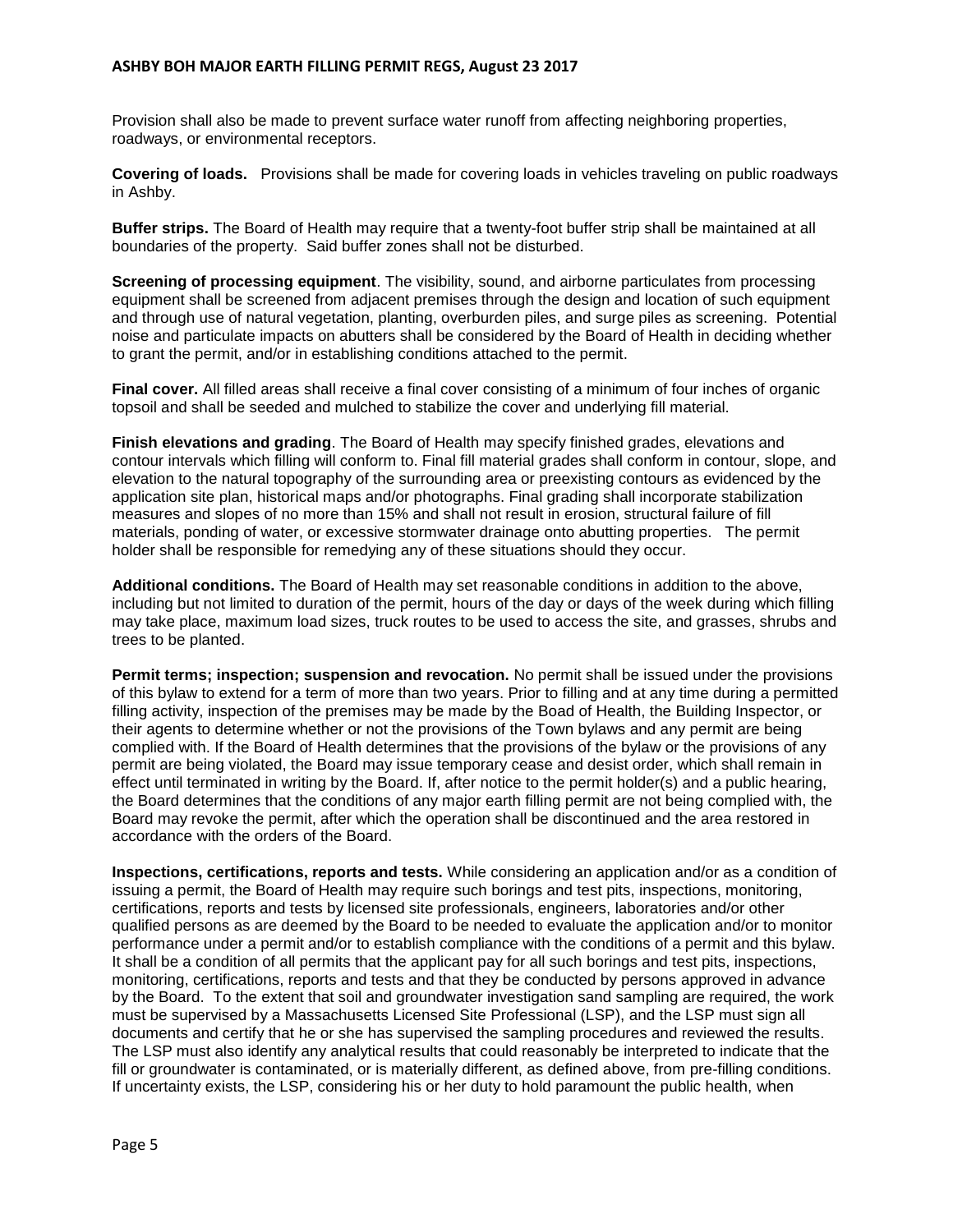Provision shall also be made to prevent surface water runoff from affecting neighboring properties, roadways, or environmental receptors.

**Covering of loads.** Provisions shall be made for covering loads in vehicles traveling on public roadways in Ashby.

**Buffer strips.** The Board of Health may require that a twenty-foot buffer strip shall be maintained at all boundaries of the property. Said buffer zones shall not be disturbed.

**Screening of processing equipment**. The visibility, sound, and airborne particulates from processing equipment shall be screened from adjacent premises through the design and location of such equipment and through use of natural vegetation, planting, overburden piles, and surge piles as screening. Potential noise and particulate impacts on abutters shall be considered by the Board of Health in deciding whether to grant the permit, and/or in establishing conditions attached to the permit.

**Final cover.** All filled areas shall receive a final cover consisting of a minimum of four inches of organic topsoil and shall be seeded and mulched to stabilize the cover and underlying fill material.

**Finish elevations and grading**. The Board of Health may specify finished grades, elevations and contour intervals which filling will conform to. Final fill material grades shall conform in contour, slope, and elevation to the natural topography of the surrounding area or preexisting contours as evidenced by the application site plan, historical maps and/or photographs. Final grading shall incorporate stabilization measures and slopes of no more than 15% and shall not result in erosion, structural failure of fill materials, ponding of water, or excessive stormwater drainage onto abutting properties. The permit holder shall be responsible for remedying any of these situations should they occur.

**Additional conditions.** The Board of Health may set reasonable conditions in addition to the above, including but not limited to duration of the permit, hours of the day or days of the week during which filling may take place, maximum load sizes, truck routes to be used to access the site, and grasses, shrubs and trees to be planted.

**Permit terms; inspection; suspension and revocation.** No permit shall be issued under the provisions of this bylaw to extend for a term of more than two years. Prior to filling and at any time during a permitted filling activity, inspection of the premises may be made by the Boad of Health, the Building Inspector, or their agents to determine whether or not the provisions of the Town bylaws and any permit are being complied with. If the Board of Health determines that the provisions of the bylaw or the provisions of any permit are being violated, the Board may issue temporary cease and desist order, which shall remain in effect until terminated in writing by the Board. If, after notice to the permit holder(s) and a public hearing, the Board determines that the conditions of any major earth filling permit are not being complied with, the Board may revoke the permit, after which the operation shall be discontinued and the area restored in accordance with the orders of the Board.

**Inspections, certifications, reports and tests.** While considering an application and/or as a condition of issuing a permit, the Board of Health may require such borings and test pits, inspections, monitoring, certifications, reports and tests by licensed site professionals, engineers, laboratories and/or other qualified persons as are deemed by the Board to be needed to evaluate the application and/or to monitor performance under a permit and/or to establish compliance with the conditions of a permit and this bylaw. It shall be a condition of all permits that the applicant pay for all such borings and test pits, inspections, monitoring, certifications, reports and tests and that they be conducted by persons approved in advance by the Board. To the extent that soil and groundwater investigation sand sampling are required, the work must be supervised by a Massachusetts Licensed Site Professional (LSP), and the LSP must sign all documents and certify that he or she has supervised the sampling procedures and reviewed the results. The LSP must also identify any analytical results that could reasonably be interpreted to indicate that the fill or groundwater is contaminated, or is materially different, as defined above, from pre-filling conditions. If uncertainty exists, the LSP, considering his or her duty to hold paramount the public health, when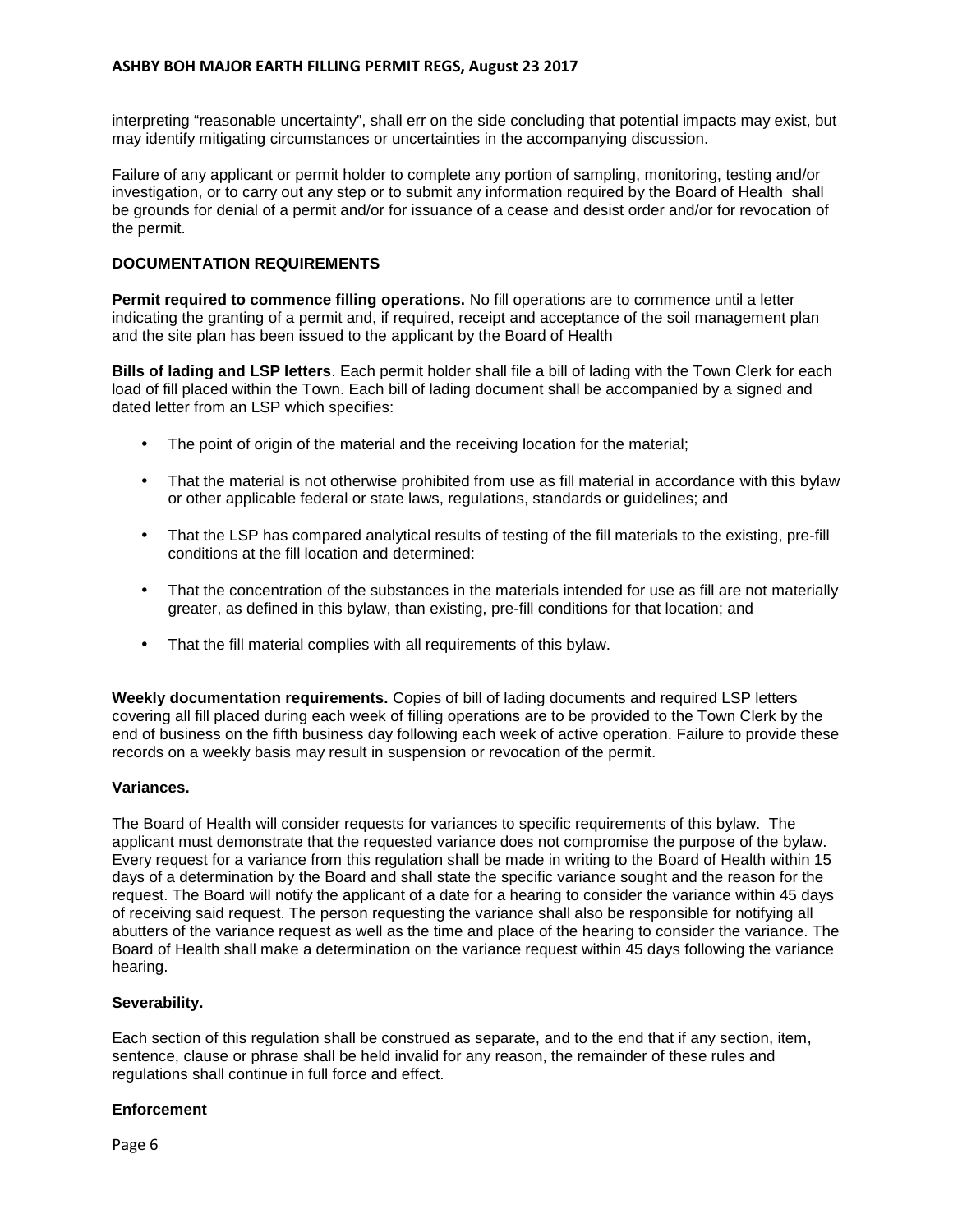interpreting “reasonable uncertainty”, shall err on the side concluding that potential impacts may exist, but may identify mitigating circumstances or uncertainties in the accompanying discussion.

Failure of any applicant or permit holder to complete any portion of sampling, monitoring, testing and/or investigation, or to carry out any step or to submit any information required by the Board of Health shall be grounds for denial of a permit and/or for issuance of a cease and desist order and/or for revocation of the permit.

## DOCUMENTATION REQUIREMENTS

**Permit required to commence filling operations.** No fill operations are to commence until a letter indicating the granting of a permit and, if required, receipt and acceptance of the soil management plan and the site plan has been issued to the applicant by the Board of Health

**Bills of lading and LSP letters**. Each permit holder shall file a bill of lading with the Town Clerk for each load of fill placed within the Town. Each bill of lading document shall be accompanied by a signed and dated letter from an LSP which specifies:

- The point of origin of the material and the receiving location for the material;
- That the material is not otherwise prohibited from use as fill material in accordance with this bylaw or other applicable federal or state laws, regulations, standards or guidelines; and
- That the LSP has compared analytical results of testing of the fill materials to the existing, pre-fill conditions at the fill location and determined:
- That the concentration of the substances in the materials intended for use as fill are not materially greater, as defined in this bylaw, than existing, pre-fill conditions for that location; and
- That the fill material complies with all requirements of this bylaw.

**Weekly documentation requirements.** Copies of bill of lading documents and required LSP letters covering all fill placed during each week of filling operations are to be provided to the Town Clerk by the end of business on the fifth business day following each week of active operation. Failure to provide these records on a weekly basis may result in suspension or revocation of the permit.

### Variances.

The Board of Health will consider requests for variances to specific requirements of this bylaw. The applicant must demonstrate that the requested variance does not compromise the purpose of the bylaw. Every request for a variance from this regulation shall be made in writing to the Board of Health within 15 days of a determination by the Board and shall state the specific variance sought and the reason for the request. The Board will notify the applicant of a date for a hearing to consider the variance within 45 days of receiving said request. The person requesting the variance shall also be responsible for notifying all abutters of the variance request as well as the time and place of the hearing to consider the variance. The Board of Health shall make a determination on the variance request within 45 days following the variance hearing.

### Severability.

Each section of this regulation shall be construed as separate, and to the end that if any section, item, sentence, clause or phrase shall be held invalid for any reason, the remainder of these rules and regulations shall continue in full force and effect.

### Enforcement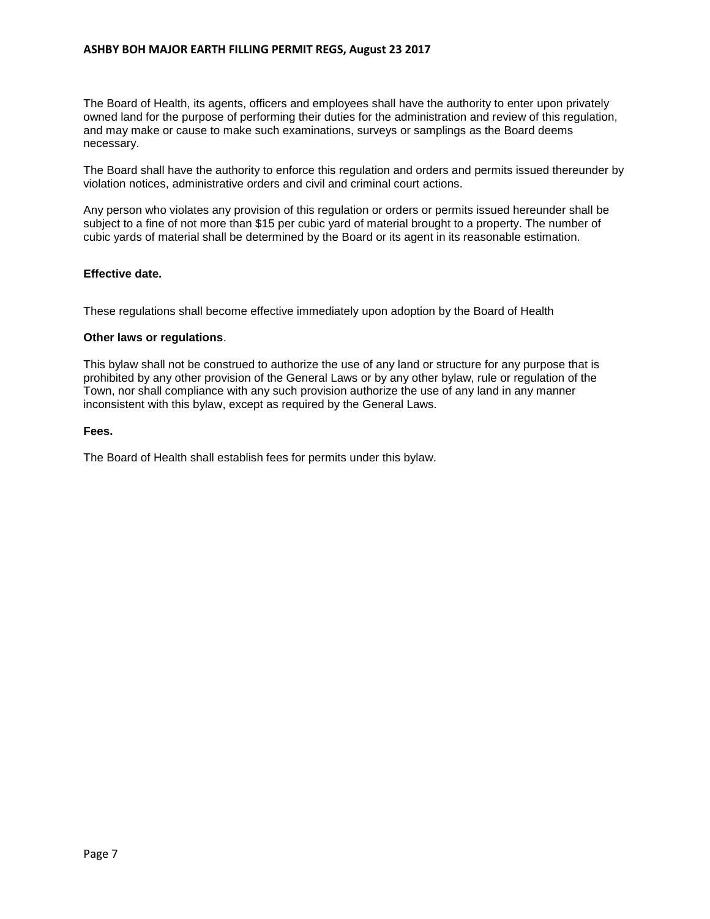The Board of Health, its agents, officers and employees shall have the authority to enter upon privately owned land for the purpose of performing their duties for the administration and review of this regulation, and may make or cause to make such examinations, surveys or samplings as the Board deems necessary.

The Board shall have the authority to enforce this regulation and orders and permits issued thereunder by violation notices, administrative orders and civil and criminal court actions.

Any person who violates any provision of this regulation or orders or permits issued hereunder shall be subject to a fine of not more than $15 per cubic yard of material brought to a property. The number of cubic yards of material shall be determined by the Board or its agent in its reasonable estimation.

**Effective date.**

These regulations shall become effective immediately upon adoption by the Board of Health

**Other laws or regulations**.

This bylaw shall not be construed to authorize the use of any land or structure for any purpose that is prohibited by any other provision of the General Laws or by any other bylaw, rule or regulation of the Town, nor shall compliance with any such provision authorize the use of any land in any manner inconsistent with this bylaw, except as required by the General Laws.

**Fees.**

The Board of Health shall establish fees for permits under this bylaw.